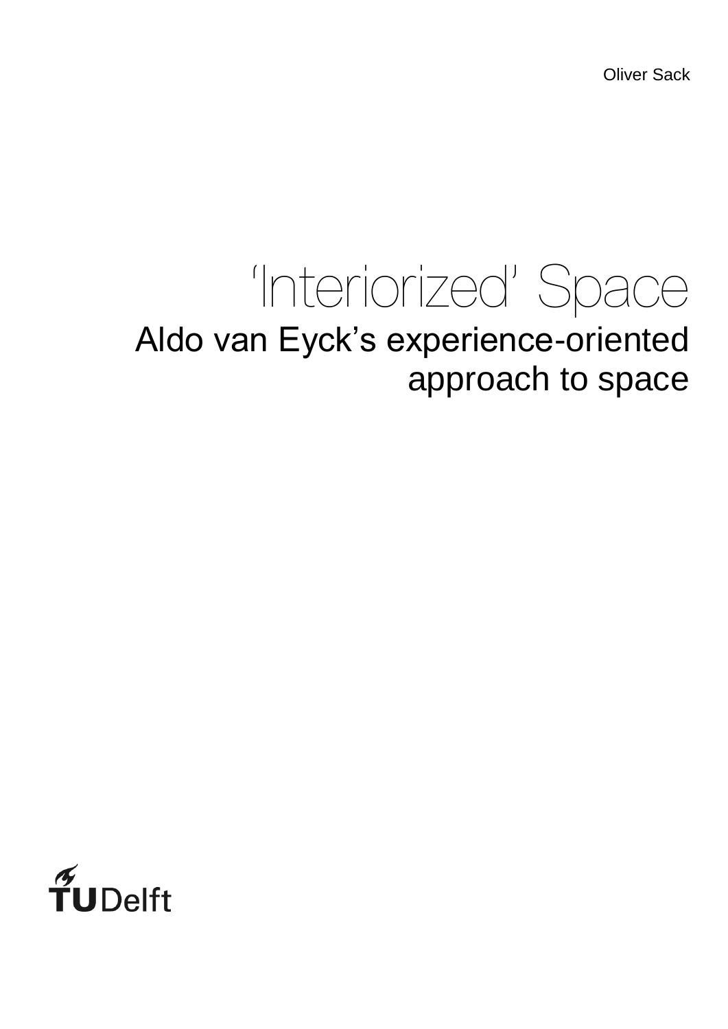Oliver Sack

# ‘Interiorized’ Space

## Aldo van Eyck’s experience-oriented approach to space

TUDelft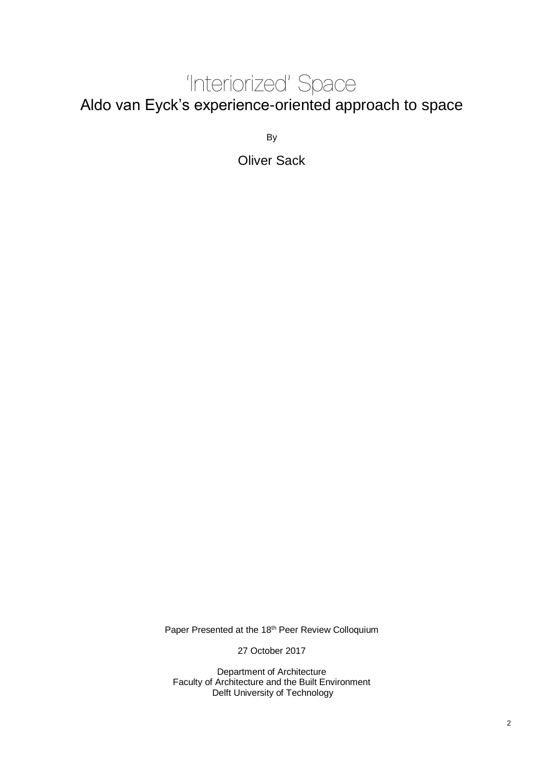# 'Interiorized' Space

## Aldo van Eyck's experience-oriented approach to space

By

Oliver Sack

Paper Presented at the 18th Peer Review Colloquium

27 October 2017

Department of Architecture
Faculty of Architecture and the Built Environment
Delft University of Technology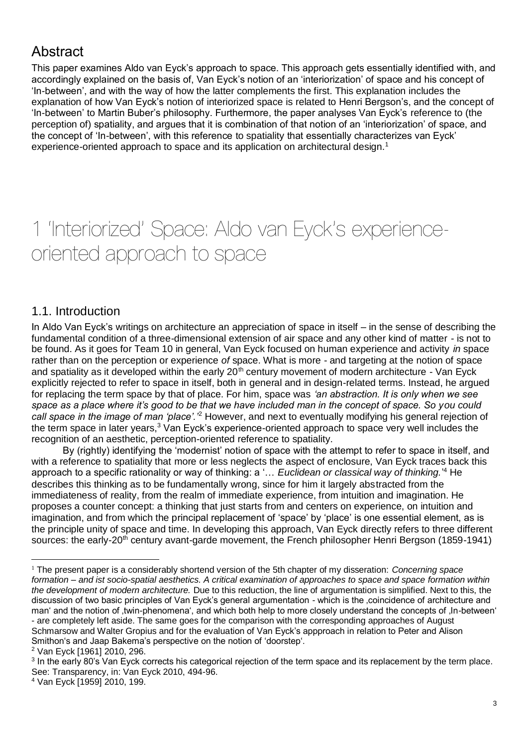## Abstract

This paper examines Aldo van Eyck's approach to space. This approach gets essentially identified with, and accordingly explained on the basis of, Van Eyck's notion of an 'interiorization' of space and his concept of 'In-between', and with the way of how the latter complements the first. This explanation includes the explanation of how Van Eyck's notion of interiorized space is related to Henri Bergson's, and the concept of 'In-between' to Martin Buber's philosophy. Furthermore, the paper analyses Van Eyck's reference to (the perception of) spatiality, and argues that it is combination of that notion of an 'interiorization' of space, and the concept of 'In-between', with this reference to spatiality that essentially characterizes van Eyck' experience-oriented approach to space and its application on architectural design.[1]

# 1 'Interiorized' Space: Aldo van Eyck's experience-oriented approach to space

## 1.1. Introduction

In Aldo Van Eyck's writings on architecture an appreciation of space in itself – in the sense of describing the fundamental condition of a three-dimensional extension of air space and any other kind of matter - is not to be found. As it goes for Team 10 in general, Van Eyck focused on human experience and activity *in* space rather than on the perception or experience *of* space. What is more - and targeting at the notion of space and spatiality as it developed within the early 20th century movement of modern architecture - Van Eyck explicitly rejected to refer to space in itself, both in general and in design-related terms. Instead, he argued for replacing the term space by that of place. For him, space was *'an abstraction. It is only when we see space as a place where it's good to be that we have included man in the concept of space. So you could call space in the image of man 'place'.'*[2] However, and next to eventually modifying his general rejection of the term space in later years,[3] Van Eyck's experience-oriented approach to space very well includes the recognition of an aesthetic, perception-oriented reference to spatiality.

By (rightly) identifying the 'modernist' notion of space with the attempt to refer to space in itself, and with a reference to spatiality that more or less neglects the aspect of enclosure, Van Eyck traces back this approach to a specific rationality or way of thinking: a '… *Euclidean or classical way of thinking.*'[4] He describes this thinking as to be fundamentally wrong, since for him it largely abstracted from the immediateness of reality, from the realm of immediate experience, from intuition and imagination. He proposes a counter concept: a thinking that just starts from and centers on experience, on intuition and imagination, and from which the principal replacement of 'space' by 'place' is one essential element, as is the principle unity of space and time. In developing this approach, Van Eyck directly refers to three different sources: the early-20th century avant-garde movement, the French philosopher Henri Bergson (1859-1941)

---

[1] The present paper is a considerably shortend version of the 5th chapter of my disseration: *Concerning space formation – and ist socio-spatial aesthetics. A critical examination of approaches to space and space formation within the development of modern architecture.* Due to this reduction, the line of argumentation is simplified. Next to this, the discussion of two basic principles of Van Eyck's general argumentation - which is the ‚coincidence of architecture and man' and the notion of ‚twin-phenomena', and which both help to more closely understand the concepts of ‚In-between' - are completely left aside. The same goes for the comparison with the corresponding approaches of August Schmarsow and Walter Gropius and for the evaluation of Van Eyck's appproach in relation to Peter and Alison Smithon's and Jaap Bakema's perspective on the notion of 'doorstep'.

[2] Van Eyck [1961] 2010, 296.

[3] In the early 80's Van Eyck corrects his categorical rejection of the term space and its replacement by the term place. See: Transparency, in: Van Eyck 2010, 494-96.

[4] Van Eyck [1959] 2010, 199.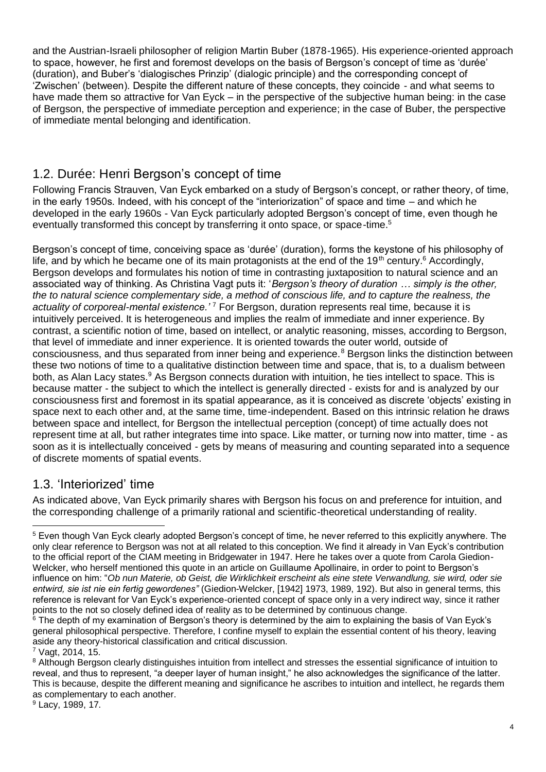and the Austrian-Israeli philosopher of religion Martin Buber (1878-1965). His experience-oriented approach to space, however, he first and foremost develops on the basis of Bergson's concept of time as 'durée' (duration), and Buber's 'dialogisches Prinzip' (dialogic principle) and the corresponding concept of 'Zwischen' (between). Despite the different nature of these concepts, they coincide - and what seems to have made them so attractive for Van Eyck – in the perspective of the subjective human being: in the case of Bergson, the perspective of immediate perception and experience; in the case of Buber, the perspective of immediate mental belonging and identification.

## 1.2. Durée: Henri Bergson's concept of time

Following Francis Strauven, Van Eyck embarked on a study of Bergson's concept, or rather theory, of time, in the early 1950s. Indeed, with his concept of the "interiorization" of space and time – and which he developed in the early 1960s - Van Eyck particularly adopted Bergson's concept of time, even though he eventually transformed this concept by transferring it onto space, or space-time.[5]

Bergson's concept of time, conceiving space as 'durée' (duration), forms the keystone of his philosophy of life, and by which he became one of its main protagonists at the end of the 19th century.[6] Accordingly, Bergson develops and formulates his notion of time in contrasting juxtaposition to natural science and an associated way of thinking. As Christina Vagt puts it: '*Bergson's theory of duration … simply is the other, the to natural science complementary side, a method of conscious life, and to capture the realness, the actuality of corporeal-mental existence.*'[7] For Bergson, duration represents real time, because it is intuitively perceived. It is heterogeneous and implies the realm of immediate and inner experience. By contrast, a scientific notion of time, based on intellect, or analytic reasoning, misses, according to Bergson, that level of immediate and inner experience. It is oriented towards the outer world, outside of consciousness, and thus separated from inner being and experience.[8] Bergson links the distinction between these two notions of time to a qualitative distinction between time and space, that is, to a dualism between both, as Alan Lacy states.[9] As Bergson connects duration with intuition, he ties intellect to space. This is because matter - the subject to which the intellect is generally directed - exists for and is analyzed by our consciousness first and foremost in its spatial appearance, as it is conceived as discrete 'objects' existing in space next to each other and, at the same time, time-independent. Based on this intrinsic relation he draws between space and intellect, for Bergson the intellectual perception (concept) of time actually does not represent time at all, but rather integrates time into space. Like matter, or turning now into matter, time - as soon as it is intellectually conceived - gets by means of measuring and counting separated into a sequence of discrete moments of spatial events.

## 1.3. 'Interiorized' time

As indicated above, Van Eyck primarily shares with Bergson his focus on and preference for intuition, and the corresponding challenge of a primarily rational and scientific-theoretical understanding of reality.

---

[5] Even though Van Eyck clearly adopted Bergson's concept of time, he never referred to this explicitly anywhere. The only clear reference to Bergson was not at all related to this conception. We find it already in Van Eyck's contribution to the official report of the CIAM meeting in Bridgewater in 1947. Here he takes over a quote from Carola Giedion-Welcker, who herself mentioned this quote in an article on Guillaume Apollinaire, in order to point to Bergson's influence on him: "*Ob nun Materie, ob Geist, die Wirklichkeit erscheint als eine stete Verwandlung, sie wird, oder sie entwird, sie ist nie ein fertig gewordenes*" (Giedion-Welcker, [1942] 1973, 1989, 192). But also in general terms, this reference is relevant for Van Eyck's experience-oriented concept of space only in a very indirect way, since it rather points to the not so closely defined idea of reality as to be determined by continuous change.

[6] The depth of my examination of Bergson's theory is determined by the aim to explaining the basis of Van Eyck's general philosophical perspective. Therefore, I confine myself to explain the essential content of his theory, leaving aside any theory-historical classification and critical discussion.

[7] Vagt, 2014, 15.

[8] Although Bergson clearly distinguishes intuition from intellect and stresses the essential significance of intuition to reveal, and thus to represent, "a deeper layer of human insight," he also acknowledges the significance of the latter. This is because, despite the different meaning and significance he ascribes to intuition and intellect, he regards them as complementary to each another.

[9] Lacy, 1989, 17.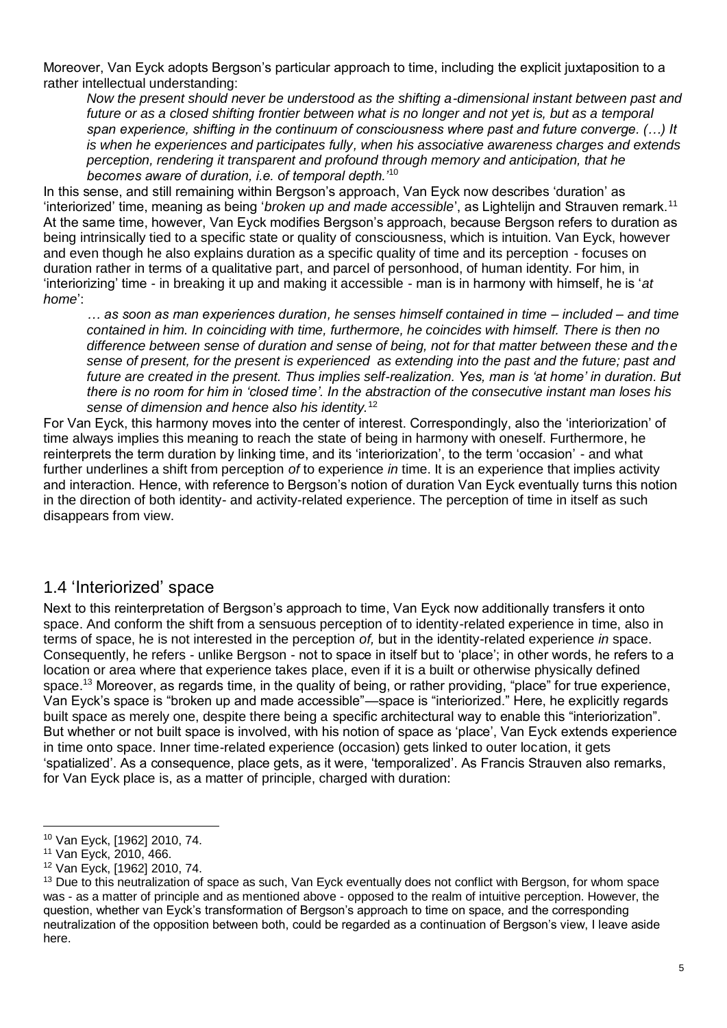Moreover, Van Eyck adopts Bergson's particular approach to time, including the explicit juxtaposition to a rather intellectual understanding:

> *Now the present should never be understood as the shifting a-dimensional instant between past and future or as a closed shifting frontier between what is no longer and not yet is, but as a temporal span experience, shifting in the continuum of consciousness where past and future converge. (…) It is when he experiences and participates fully, when his associative awareness charges and extends perception, rendering it transparent and profound through memory and anticipation, that he becomes aware of duration, i.e. of temporal depth.'*[10]

In this sense, and still remaining within Bergson's approach, Van Eyck now describes 'duration' as 'interiorized' time, meaning as being '*broken up and made accessible*', as Lightelijn and Strauven remark.[11] At the same time, however, Van Eyck modifies Bergson's approach, because Bergson refers to duration as being intrinsically tied to a specific state or quality of consciousness, which is intuition. Van Eyck, however and even though he also explains duration as a specific quality of time and its perception - focuses on duration rather in terms of a qualitative part, and parcel of personhood, of human identity. For him, in 'interiorizing' time - in breaking it up and making it accessible - man is in harmony with himself, he is '*at home*':

> *… as soon as man experiences duration, he senses himself contained in time – included – and time contained in him. In coinciding with time, furthermore, he coincides with himself. There is then no difference between sense of duration and sense of being, not for that matter between these and the sense of present, for the present is experienced as extending into the past and the future; past and future are created in the present. Thus implies self-realization. Yes, man is 'at home' in duration. But there is no room for him in 'closed time'. In the abstraction of the consecutive instant man loses his sense of dimension and hence also his identity.*[12]

For Van Eyck, this harmony moves into the center of interest. Correspondingly, also the 'interiorization' of time always implies this meaning to reach the state of being in harmony with oneself. Furthermore, he reinterprets the term duration by linking time, and its 'interiorization', to the term 'occasion' - and what further underlines a shift from perception *of* to experience *in* time. It is an experience that implies activity and interaction. Hence, with reference to Bergson's notion of duration Van Eyck eventually turns this notion in the direction of both identity- and activity-related experience. The perception of time in itself as such disappears from view.

## 1.4 'Interiorized' space

Next to this reinterpretation of Bergson's approach to time, Van Eyck now additionally transfers it onto space. And conform the shift from a sensuous perception of to identity-related experience in time, also in terms of space, he is not interested in the perception *of,* but in the identity-related experience *in* space. Consequently, he refers - unlike Bergson - not to space in itself but to 'place'; in other words, he refers to a location or area where that experience takes place, even if it is a built or otherwise physically defined space.[13] Moreover, as regards time, in the quality of being, or rather providing, "place" for true experience, Van Eyck's space is "broken up and made accessible"—space is "interiorized." Here, he explicitly regards built space as merely one, despite there being a specific architectural way to enable this "interiorization". But whether or not built space is involved, with his notion of space as 'place', Van Eyck extends experience in time onto space. Inner time-related experience (occasion) gets linked to outer location, it gets 'spatialized'. As a consequence, place gets, as it were, 'temporalized'. As Francis Strauven also remarks, for Van Eyck place is, as a matter of principle, charged with duration:

---

[10] Van Eyck, [1962] 2010, 74.

[11] Van Eyck, 2010, 466.

[12] Van Eyck, [1962] 2010, 74.

[13] Due to this neutralization of space as such, Van Eyck eventually does not conflict with Bergson, for whom space was - as a matter of principle and as mentioned above - opposed to the realm of intuitive perception. However, the question, whether van Eyck's transformation of Bergson's approach to time on space, and the corresponding neutralization of the opposition between both, could be regarded as a continuation of Bergson's view, I leave aside here.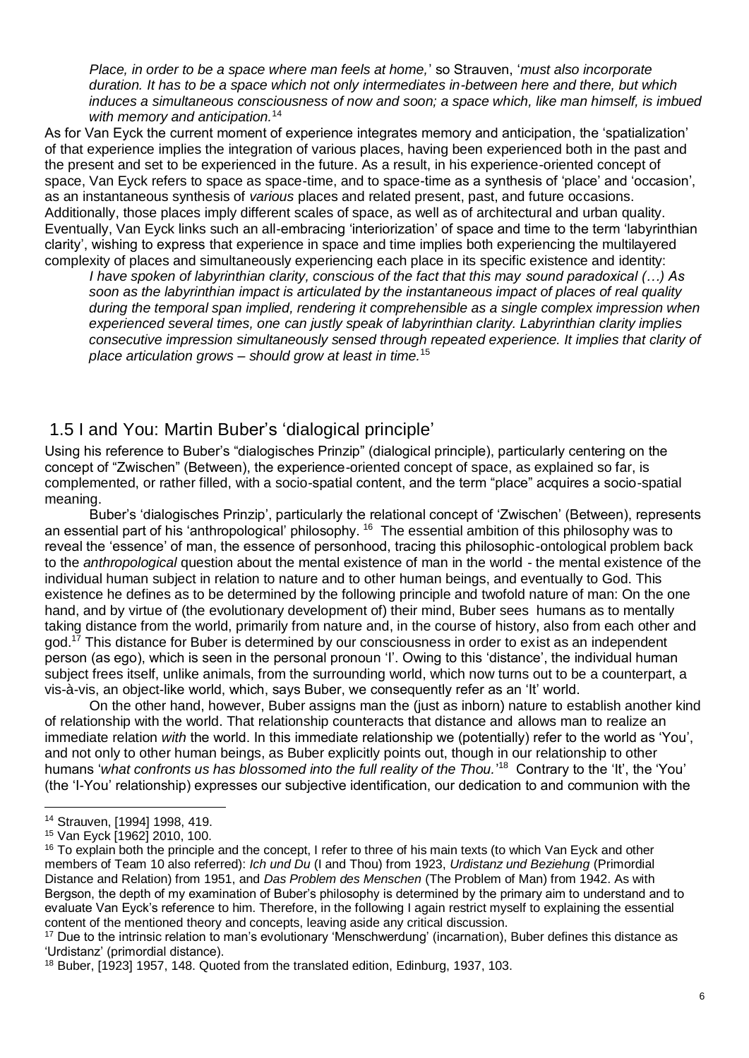*Place, in order to be a space where man feels at home,*' so Strauven, '*must also incorporate duration. It has to be a space which not only intermediates in-between here and there, but which induces a simultaneous consciousness of now and soon; a space which, like man himself, is imbued with memory and anticipation.*[14]

As for Van Eyck the current moment of experience integrates memory and anticipation, the 'spatialization' of that experience implies the integration of various places, having been experienced both in the past and the present and set to be experienced in the future. As a result, in his experience-oriented concept of space, Van Eyck refers to space as space-time, and to space-time as a synthesis of 'place' and 'occasion', as an instantaneous synthesis of *various* places and related present, past, and future occasions. Additionally, those places imply different scales of space, as well as of architectural and urban quality. Eventually, Van Eyck links such an all-embracing 'interiorization' of space and time to the term 'labyrinthian clarity', wishing to express that experience in space and time implies both experiencing the multilayered complexity of places and simultaneously experiencing each place in its specific existence and identity:

> *I have spoken of labyrinthian clarity, conscious of the fact that this may sound paradoxical (…) As soon as the labyrinthian impact is articulated by the instantaneous impact of places of real quality during the temporal span implied, rendering it comprehensible as a single complex impression when experienced several times, one can justly speak of labyrinthian clarity. Labyrinthian clarity implies consecutive impression simultaneously sensed through repeated experience. It implies that clarity of place articulation grows – should grow at least in time.*[15]

## 1.5 I and You: Martin Buber's 'dialogical principle'

Using his reference to Buber's "dialogisches Prinzip" (dialogical principle), particularly centering on the concept of "Zwischen" (Between), the experience-oriented concept of space, as explained so far, is complemented, or rather filled, with a socio-spatial content, and the term "place" acquires a socio-spatial meaning.

Buber's 'dialogisches Prinzip', particularly the relational concept of 'Zwischen' (Between), represents an essential part of his 'anthropological' philosophy. [16] The essential ambition of this philosophy was to reveal the 'essence' of man, the essence of personhood, tracing this philosophic-ontological problem back to the *anthropological* question about the mental existence of man in the world - the mental existence of the individual human subject in relation to nature and to other human beings, and eventually to God. This existence he defines as to be determined by the following principle and twofold nature of man: On the one hand, and by virtue of (the evolutionary development of) their mind, Buber sees humans as to mentally taking distance from the world, primarily from nature and, in the course of history, also from each other and god.[17] This distance for Buber is determined by our consciousness in order to exist as an independent person (as ego), which is seen in the personal pronoun 'I'. Owing to this 'distance', the individual human subject frees itself, unlike animals, from the surrounding world, which now turns out to be a counterpart, a vis-à-vis, an object-like world, which, says Buber, we consequently refer as an 'It' world.

On the other hand, however, Buber assigns man the (just as inborn) nature to establish another kind of relationship with the world. That relationship counteracts that distance and allows man to realize an immediate relation *with* the world. In this immediate relationship we (potentially) refer to the world as 'You', and not only to other human beings, as Buber explicitly points out, though in our relationship to other humans '*what confronts us has blossomed into the full reality of the Thou.*'[18] Contrary to the 'It', the 'You' (the 'I-You' relationship) expresses our subjective identification, our dedication to and communion with the

---

[14] Strauven, [1994] 1998, 419.

[15] Van Eyck [1962] 2010, 100.

[16] To explain both the principle and the concept, I refer to three of his main texts (to which Van Eyck and other members of Team 10 also referred): *Ich und Du* (I and Thou) from 1923, *Urdistanz und Beziehung* (Primordial Distance and Relation) from 1951, and *Das Problem des Menschen* (The Problem of Man) from 1942. As with Bergson, the depth of my examination of Buber's philosophy is determined by the primary aim to understand and to evaluate Van Eyck's reference to him. Therefore, in the following I again restrict myself to explaining the essential content of the mentioned theory and concepts, leaving aside any critical discussion.

[17] Due to the intrinsic relation to man's evolutionary 'Menschwerdung' (incarnation), Buber defines this distance as 'Urdistanz' (primordial distance).

[18] Buber, [1923] 1957, 148. Quoted from the translated edition, Edinburg, 1937, 103.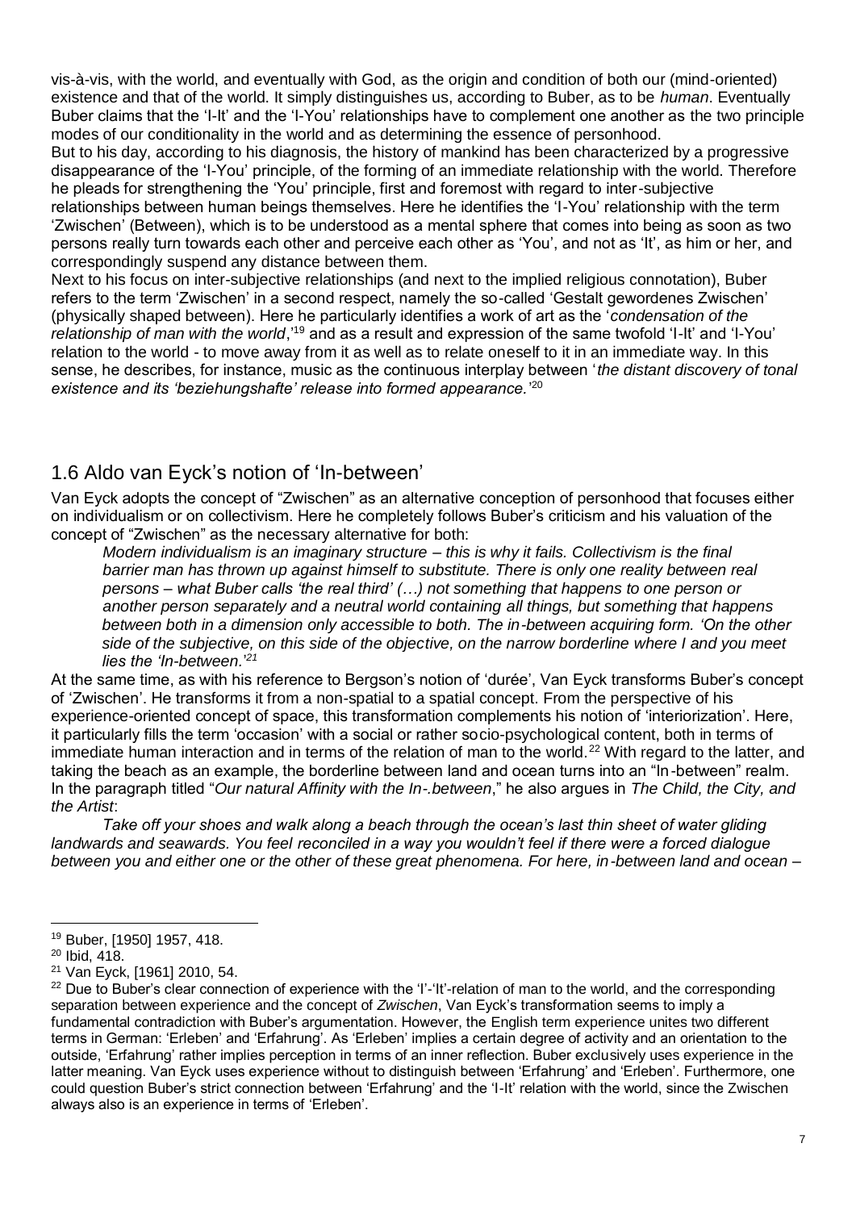vis-à-vis, with the world, and eventually with God, as the origin and condition of both our (mind-oriented) existence and that of the world. It simply distinguishes us, according to Buber, as to be *human*. Eventually Buber claims that the 'I-It' and the 'I-You' relationships have to complement one another as the two principle modes of our conditionality in the world and as determining the essence of personhood.

But to his day, according to his diagnosis, the history of mankind has been characterized by a progressive disappearance of the 'I-You' principle, of the forming of an immediate relationship with the world. Therefore he pleads for strengthening the 'You' principle, first and foremost with regard to inter-subjective relationships between human beings themselves. Here he identifies the 'I-You' relationship with the term 'Zwischen' (Between), which is to be understood as a mental sphere that comes into being as soon as two persons really turn towards each other and perceive each other as 'You', and not as 'It', as him or her, and correspondingly suspend any distance between them.

Next to his focus on inter-subjective relationships (and next to the implied religious connotation), Buber refers to the term 'Zwischen' in a second respect, namely the so-called 'Gestalt gewordenes Zwischen' (physically shaped between). Here he particularly identifies a work of art as the '*condensation of the relationship of man with the world*',[19] and as a result and expression of the same twofold 'I-It' and 'I-You' relation to the world - to move away from it as well as to relate oneself to it in an immediate way. In this sense, he describes, for instance, music as the continuous interplay between '*the distant discovery of tonal existence and its 'beziehungshafte' release into formed appearance.*'[20]

## 1.6 Aldo van Eyck's notion of 'In-between'

Van Eyck adopts the concept of "Zwischen" as an alternative conception of personhood that focuses either on individualism or on collectivism. Here he completely follows Buber's criticism and his valuation of the concept of "Zwischen" as the necessary alternative for both:

> *Modern individualism is an imaginary structure – this is why it fails. Collectivism is the final barrier man has thrown up against himself to substitute. There is only one reality between real persons – what Buber calls 'the real third' (…) not something that happens to one person or another person separately and a neutral world containing all things, but something that happens between both in a dimension only accessible to both. The in-between acquiring form. 'On the other side of the subjective, on this side of the objective, on the narrow borderline where I and you meet lies the 'In-between.'*[21]

At the same time, as with his reference to Bergson's notion of 'durée', Van Eyck transforms Buber's concept of 'Zwischen'. He transforms it from a non-spatial to a spatial concept. From the perspective of his experience-oriented concept of space, this transformation complements his notion of 'interiorization'. Here, it particularly fills the term 'occasion' with a social or rather socio-psychological content, both in terms of immediate human interaction and in terms of the relation of man to the world.[22] With regard to the latter, and taking the beach as an example, the borderline between land and ocean turns into an "In-between" realm. In the paragraph titled "*Our natural Affinity with the In-.between*," he also argues in *The Child, the City, and the Artist*:

> *Take off your shoes and walk along a beach through the ocean's last thin sheet of water gliding landwards and seawards. You feel reconciled in a way you wouldn't feel if there were a forced dialogue between you and either one or the other of these great phenomena. For here, in-between land and ocean –*

---

[19] Buber, [1950] 1957, 418.

[20] Ibid, 418.

[21] Van Eyck, [1961] 2010, 54.

[22] Due to Buber's clear connection of experience with the 'I'-'It'-relation of man to the world, and the corresponding separation between experience and the concept of *Zwischen*, Van Eyck's transformation seems to imply a fundamental contradiction with Buber's argumentation. However, the English term experience unites two different terms in German: 'Erleben' and 'Erfahrung'. As 'Erleben' implies a certain degree of activity and an orientation to the outside, 'Erfahrung' rather implies perception in terms of an inner reflection. Buber exclusively uses experience in the latter meaning. Van Eyck uses experience without to distinguish between 'Erfahrung' and 'Erleben'. Furthermore, one could question Buber's strict connection between 'Erfahrung' and the 'I-It' relation with the world, since the Zwischen always also is an experience in terms of 'Erleben'.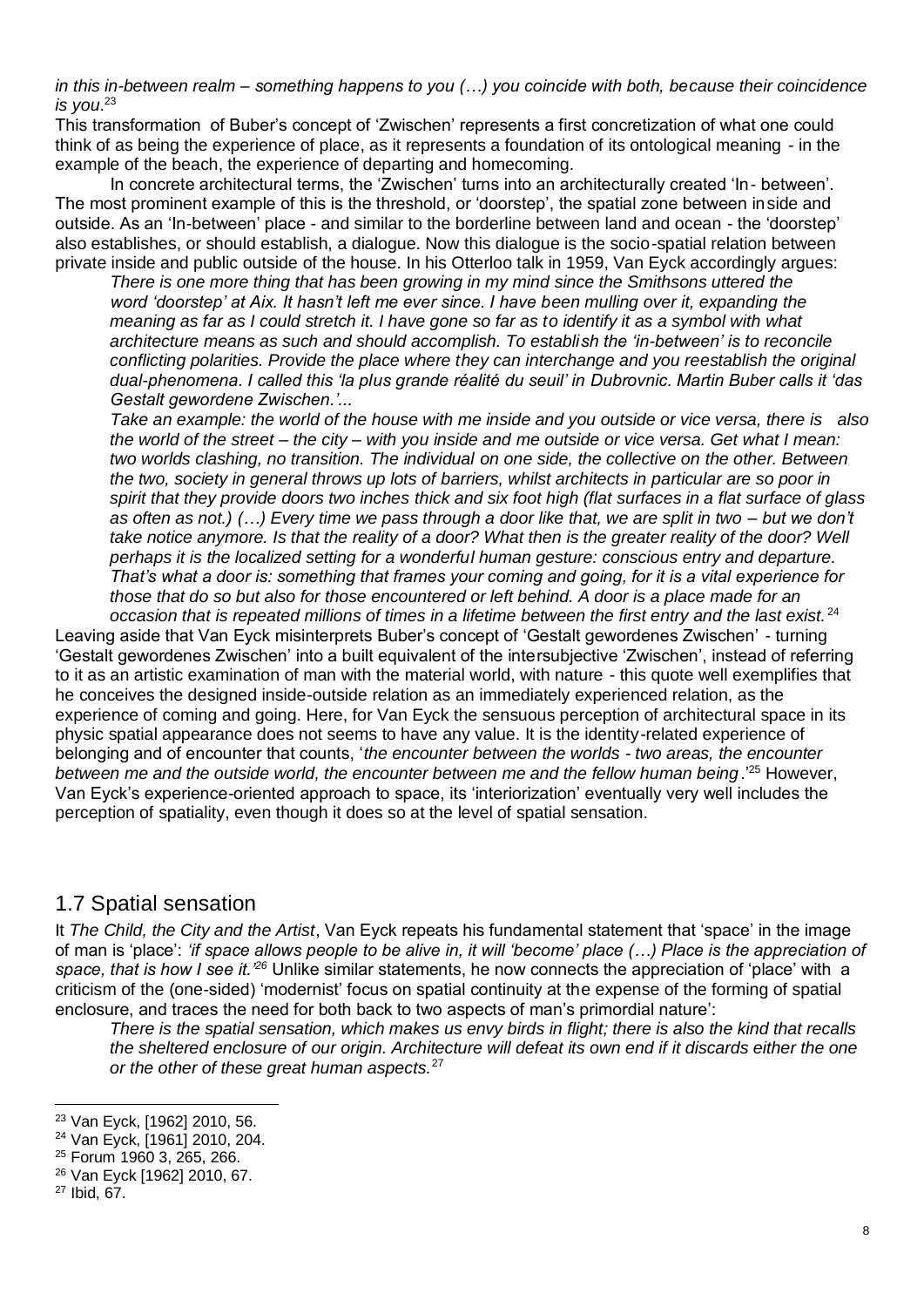*in this in-between realm – something happens to you (…) you coincide with both, because their coincidence is you*.[23]

This transformation of Buber's concept of 'Zwischen' represents a first concretization of what one could think of as being the experience of place, as it represents a foundation of its ontological meaning - in the example of the beach, the experience of departing and homecoming.

In concrete architectural terms, the 'Zwischen' turns into an architecturally created 'In- between'. The most prominent example of this is the threshold, or 'doorstep', the spatial zone between inside and outside. As an 'In-between' place - and similar to the borderline between land and ocean - the 'doorstep' also establishes, or should establish, a dialogue. Now this dialogue is the socio-spatial relation between private inside and public outside of the house. In his Otterloo talk in 1959, Van Eyck accordingly argues:

> *There is one more thing that has been growing in my mind since the Smithsons uttered the word 'doorstep' at Aix. It hasn't left me ever since. I have been mulling over it, expanding the meaning as far as I could stretch it. I have gone so far as to identify it as a symbol with what architecture means as such and should accomplish. To establish the 'in-between' is to reconcile conflicting polarities. Provide the place where they can interchange and you reestablish the original dual-phenomena. I called this 'la plus grande réalité du seuil' in Dubrovnic. Martin Buber calls it 'das Gestalt gewordene Zwischen.'...*
>
> *Take an example: the world of the house with me inside and you outside or vice versa, there is also the world of the street – the city – with you inside and me outside or vice versa. Get what I mean: two worlds clashing, no transition. The individual on one side, the collective on the other. Between the two, society in general throws up lots of barriers, whilst architects in particular are so poor in spirit that they provide doors two inches thick and six foot high (flat surfaces in a flat surface of glass as often as not.) (…) Every time we pass through a door like that, we are split in two – but we don't take notice anymore. Is that the reality of a door? What then is the greater reality of the door? Well perhaps it is the localized setting for a wonderful human gesture: conscious entry and departure. That's what a door is: something that frames your coming and going, for it is a vital experience for those that do so but also for those encountered or left behind. A door is a place made for an occasion that is repeated millions of times in a lifetime between the first entry and the last exist.*[24]

Leaving aside that Van Eyck misinterprets Buber's concept of 'Gestalt gewordenes Zwischen' - turning 'Gestalt gewordenes Zwischen' into a built equivalent of the intersubjective 'Zwischen', instead of referring to it as an artistic examination of man with the material world, with nature - this quote well exemplifies that he conceives the designed inside-outside relation as an immediately experienced relation, as the experience of coming and going. Here, for Van Eyck the sensuous perception of architectural space in its physic spatial appearance does not seems to have any value. It is the identity-related experience of belonging and of encounter that counts, '*the encounter between the worlds - two areas, the encounter between me and the outside world, the encounter between me and the fellow human being*.'[25] However, Van Eyck's experience-oriented approach to space, its 'interiorization' eventually very well includes the perception of spatiality, even though it does so at the level of spatial sensation.

## 1.7 Spatial sensation

It *The Child, the City and the Artist*, Van Eyck repeats his fundamental statement that 'space' in the image of man is 'place': *'if space allows people to be alive in, it will 'become' place (…) Place is the appreciation of space, that is how I see it.'*[26] Unlike similar statements, he now connects the appreciation of 'place' with a criticism of the (one-sided) 'modernist' focus on spatial continuity at the expense of the forming of spatial enclosure, and traces the need for both back to two aspects of man's primordial nature':

> *There is the spatial sensation, which makes us envy birds in flight; there is also the kind that recalls the sheltered enclosure of our origin. Architecture will defeat its own end if it discards either the one or the other of these great human aspects.*[27]

---

[23] Van Eyck, [1962] 2010, 56.

[24] Van Eyck, [1961] 2010, 204.

[25] Forum 1960 3, 265, 266.

[26] Van Eyck [1962] 2010, 67.

[27] Ibid, 67.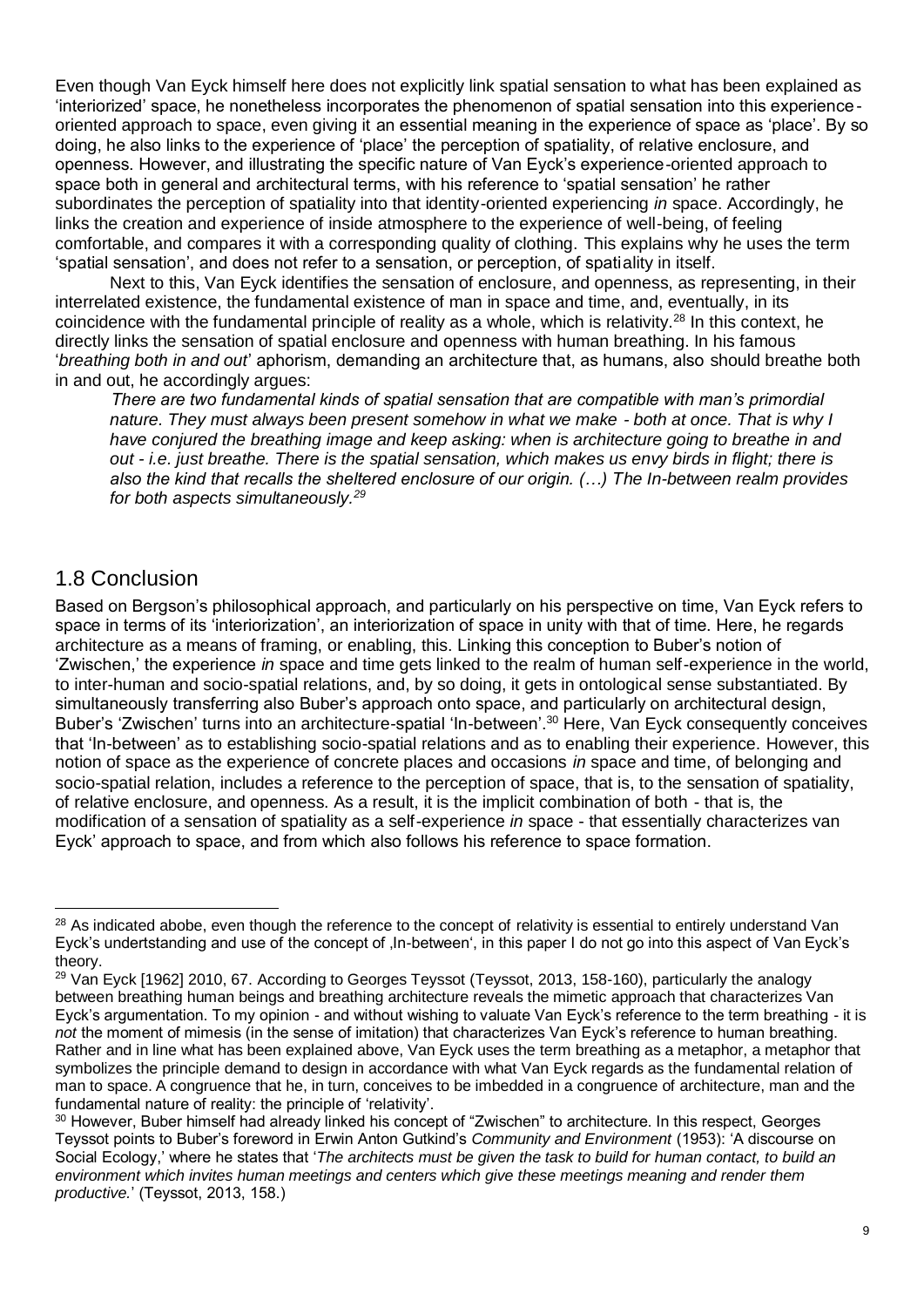Even though Van Eyck himself here does not explicitly link spatial sensation to what has been explained as 'interiorized' space, he nonetheless incorporates the phenomenon of spatial sensation into this experience-oriented approach to space, even giving it an essential meaning in the experience of space as 'place'. By so doing, he also links to the experience of 'place' the perception of spatiality, of relative enclosure, and openness. However, and illustrating the specific nature of Van Eyck's experience-oriented approach to space both in general and architectural terms, with his reference to 'spatial sensation' he rather subordinates the perception of spatiality into that identity-oriented experiencing *in* space. Accordingly, he links the creation and experience of inside atmosphere to the experience of well-being, of feeling comfortable, and compares it with a corresponding quality of clothing. This explains why he uses the term 'spatial sensation', and does not refer to a sensation, or perception, of spatiality in itself.

Next to this, Van Eyck identifies the sensation of enclosure, and openness, as representing, in their interrelated existence, the fundamental existence of man in space and time, and, eventually, in its coincidence with the fundamental principle of reality as a whole, which is relativity.[28] In this context, he directly links the sensation of spatial enclosure and openness with human breathing. In his famous '*breathing both in and out*' aphorism, demanding an architecture that, as humans, also should breathe both in and out, he accordingly argues:

> *There are two fundamental kinds of spatial sensation that are compatible with man's primordial nature. They must always been present somehow in what we make - both at once. That is why I have conjured the breathing image and keep asking: when is architecture going to breathe in and out - i.e. just breathe. There is the spatial sensation, which makes us envy birds in flight; there is also the kind that recalls the sheltered enclosure of our origin. (…) The In-between realm provides for both aspects simultaneously.*[29]

## 1.8 Conclusion

Based on Bergson's philosophical approach, and particularly on his perspective on time, Van Eyck refers to space in terms of its 'interiorization', an interiorization of space in unity with that of time. Here, he regards architecture as a means of framing, or enabling, this. Linking this conception to Buber's notion of 'Zwischen,' the experience *in* space and time gets linked to the realm of human self-experience in the world, to inter-human and socio-spatial relations, and, by so doing, it gets in ontological sense substantiated. By simultaneously transferring also Buber's approach onto space, and particularly on architectural design, Buber's 'Zwischen' turns into an architecture-spatial 'In-between'.[30] Here, Van Eyck consequently conceives that 'In-between' as to establishing socio-spatial relations and as to enabling their experience. However, this notion of space as the experience of concrete places and occasions *in* space and time, of belonging and socio-spatial relation, includes a reference to the perception of space, that is, to the sensation of spatiality, of relative enclosure, and openness. As a result, it is the implicit combination of both - that is, the modification of a sensation of spatiality as a self-experience *in* space - that essentially characterizes van Eyck' approach to space, and from which also follows his reference to space formation.

---

[28] As indicated abobe, even though the reference to the concept of relativity is essential to entirely understand Van Eyck's undertstanding and use of the concept of ‚In-between', in this paper I do not go into this aspect of Van Eyck's theory.

[29] Van Eyck [1962] 2010, 67. According to Georges Teyssot (Teyssot, 2013, 158-160), particularly the analogy between breathing human beings and breathing architecture reveals the mimetic approach that characterizes Van Eyck's argumentation. To my opinion - and without wishing to valuate Van Eyck's reference to the term breathing - it is *not* the moment of mimesis (in the sense of imitation) that characterizes Van Eyck's reference to human breathing. Rather and in line what has been explained above, Van Eyck uses the term breathing as a metaphor, a metaphor that symbolizes the principle demand to design in accordance with what Van Eyck regards as the fundamental relation of man to space. A congruence that he, in turn, conceives to be imbedded in a congruence of architecture, man and the fundamental nature of reality: the principle of 'relativity'.

[30] However, Buber himself had already linked his concept of "Zwischen" to architecture. In this respect, Georges Teyssot points to Buber's foreword in Erwin Anton Gutkind's *Community and Environment* (1953): 'A discourse on Social Ecology,' where he states that '*The architects must be given the task to build for human contact, to build an environment which invites human meetings and centers which give these meetings meaning and render them productive.*' (Teyssot, 2013, 158.)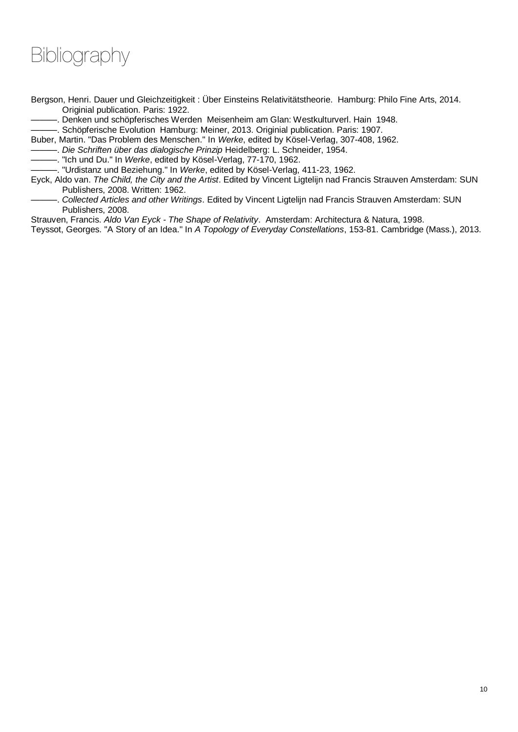# Bibliography

Bergson, Henri. Dauer und Gleichzeitigkeit : Über Einsteins Relativitätstheorie. Hamburg: Philo Fine Arts, 2014. Originial publication. Paris: 1922.

———. Denken und schöpferisches Werden Meisenheim am Glan: Westkulturverl. Hain 1948.

———. Schöpferische Evolution Hamburg: Meiner, 2013. Originial publication. Paris: 1907.

Buber, Martin. "Das Problem des Menschen." In *Werke*, edited by Kösel-Verlag, 307-408, 1962.

———. *Die Schriften über das dialogische Prinzip* Heidelberg: L. Schneider, 1954.

———. "Ich und Du." In *Werke*, edited by Kösel-Verlag, 77-170, 1962.

———. "Urdistanz und Beziehung." In *Werke*, edited by Kösel-Verlag, 411-23, 1962.

Eyck, Aldo van. *The Child, the City and the Artist*. Edited by Vincent Ligtelijn nad Francis Strauven Amsterdam: SUN Publishers, 2008. Written: 1962.

———. *Collected Articles and other Writings*. Edited by Vincent Ligtelijn nad Francis Strauven Amsterdam: SUN Publishers, 2008.

Strauven, Francis. *Aldo Van Eyck - The Shape of Relativity*. Amsterdam: Architectura & Natura, 1998.

Teyssot, Georges. "A Story of an Idea." In *A Topology of Everyday Constellations*, 153-81. Cambridge (Mass.), 2013.